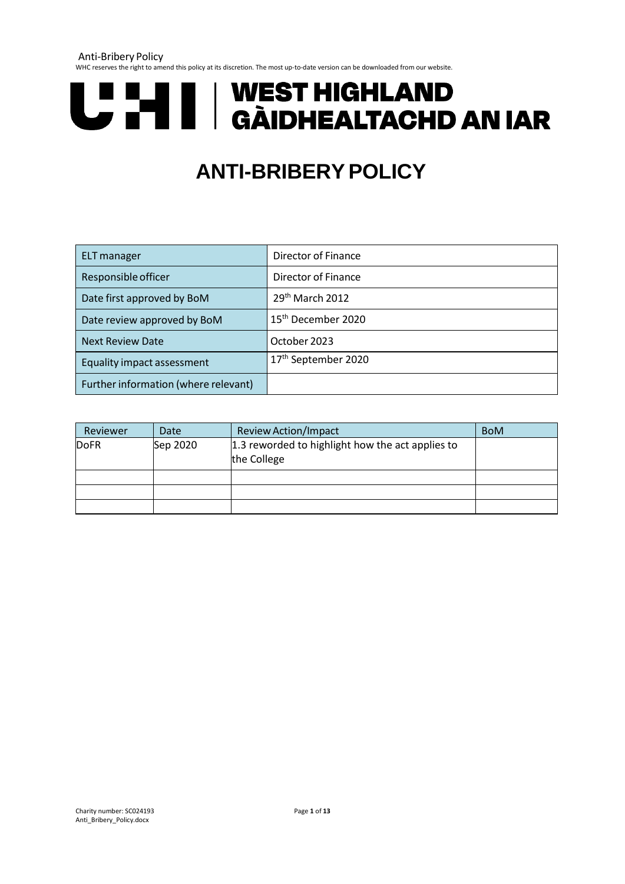# ANTI-BRIBERY POLICY

| ELT manager | Director of Finance |
|---|---|
| Responsible officer | Director of Finance |
| Date first approved by BoM | 29th March 2012 |
| Date review approved by BoM | 15th December 2020 |
| Next Review Date | October 2023 |
| Equality impact assessment | 17th September 2020 |
| Further information (where relevant) | |

| Reviewer | Date | Review Action/Impact | BoM |
|---|---|---|---|
| DoFR | Sep 2020 | 1.3 reworded to highlight how the act applies to the College | |
| | | | |
| | | | |
| | | | |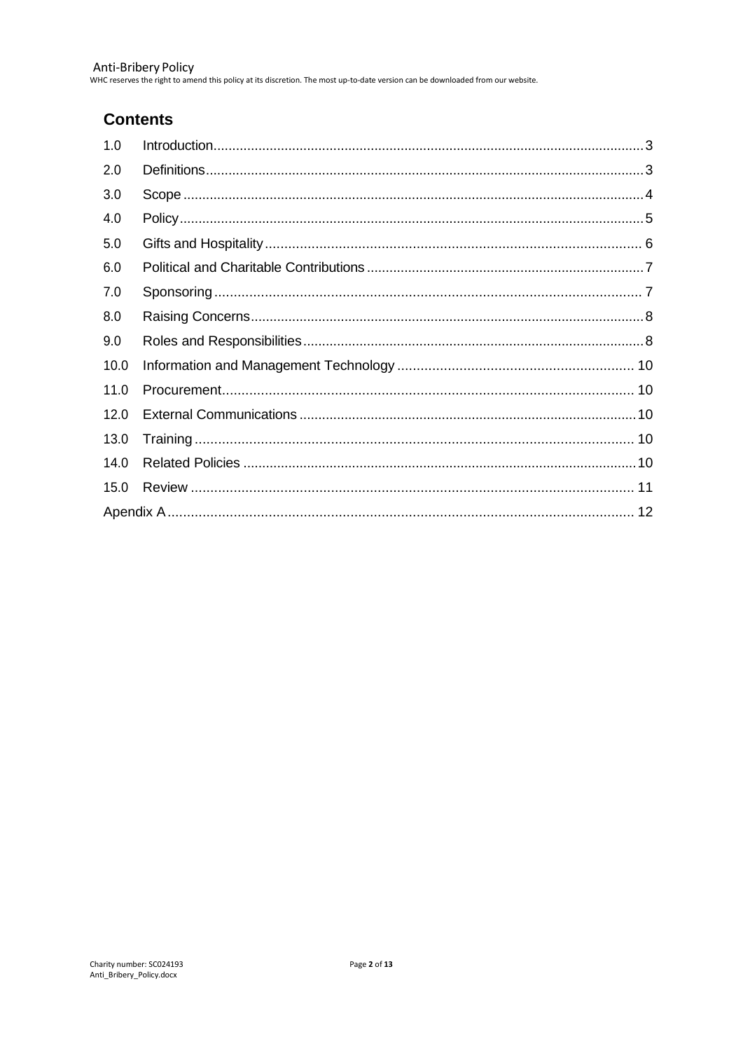## Contents

| | | |
|---|---|---|
| 1.0 | Introduction | 3 |
| 2.0 | Definitions | 3 |
| 3.0 | Scope | 4 |
| 4.0 | Policy | 5 |
| 5.0 | Gifts and Hospitality | 6 |
| 6.0 | Political and Charitable Contributions | 7 |
| 7.0 | Sponsoring | 7 |
| 8.0 | Raising Concerns | 8 |
| 9.0 | Roles and Responsibilities | 8 |
| 10.0 | Information and Management Technology | 10 |
| 11.0 | Procurement | 10 |
| 12.0 | External Communications | 10 |
| 13.0 | Training | 10 |
| 14.0 | Related Policies | 10 |
| 15.0 | Review | 11 |
| Apendix A | | 12 |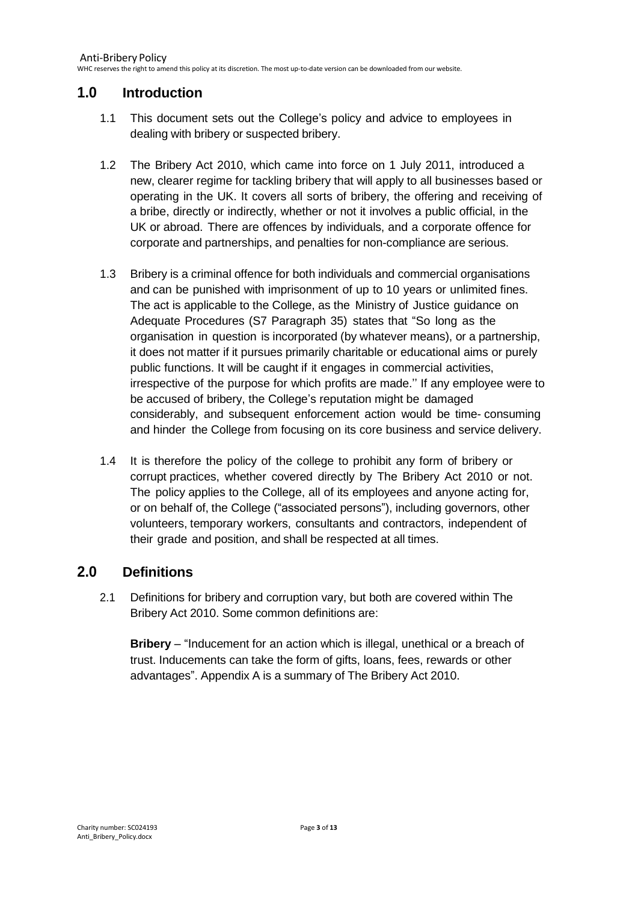## 1.0 Introduction

1.1 This document sets out the College's policy and advice to employees in dealing with bribery or suspected bribery.

1.2 The Bribery Act 2010, which came into force on 1 July 2011, introduced a new, clearer regime for tackling bribery that will apply to all businesses based or operating in the UK. It covers all sorts of bribery, the offering and receiving of a bribe, directly or indirectly, whether or not it involves a public official, in the UK or abroad. There are offences by individuals, and a corporate offence for corporate and partnerships, and penalties for non-compliance are serious.

1.3 Bribery is a criminal offence for both individuals and commercial organisations and can be punished with imprisonment of up to 10 years or unlimited fines. The act is applicable to the College, as the Ministry of Justice guidance on Adequate Procedures (S7 Paragraph 35) states that "So long as the organisation in question is incorporated (by whatever means), or a partnership, it does not matter if it pursues primarily charitable or educational aims or purely public functions. It will be caught if it engages in commercial activities, irrespective of the purpose for which profits are made.'' If any employee were to be accused of bribery, the College's reputation might be damaged considerably, and subsequent enforcement action would be time- consuming and hinder the College from focusing on its core business and service delivery.

1.4 It is therefore the policy of the college to prohibit any form of bribery or corrupt practices, whether covered directly by The Bribery Act 2010 or not. The policy applies to the College, all of its employees and anyone acting for, or on behalf of, the College ("associated persons"), including governors, other volunteers, temporary workers, consultants and contractors, independent of their grade and position, and shall be respected at all times.

## 2.0 Definitions

2.1 Definitions for bribery and corruption vary, but both are covered within The Bribery Act 2010. Some common definitions are:

**Bribery** – "Inducement for an action which is illegal, unethical or a breach of trust. Inducements can take the form of gifts, loans, fees, rewards or other advantages". Appendix A is a summary of The Bribery Act 2010.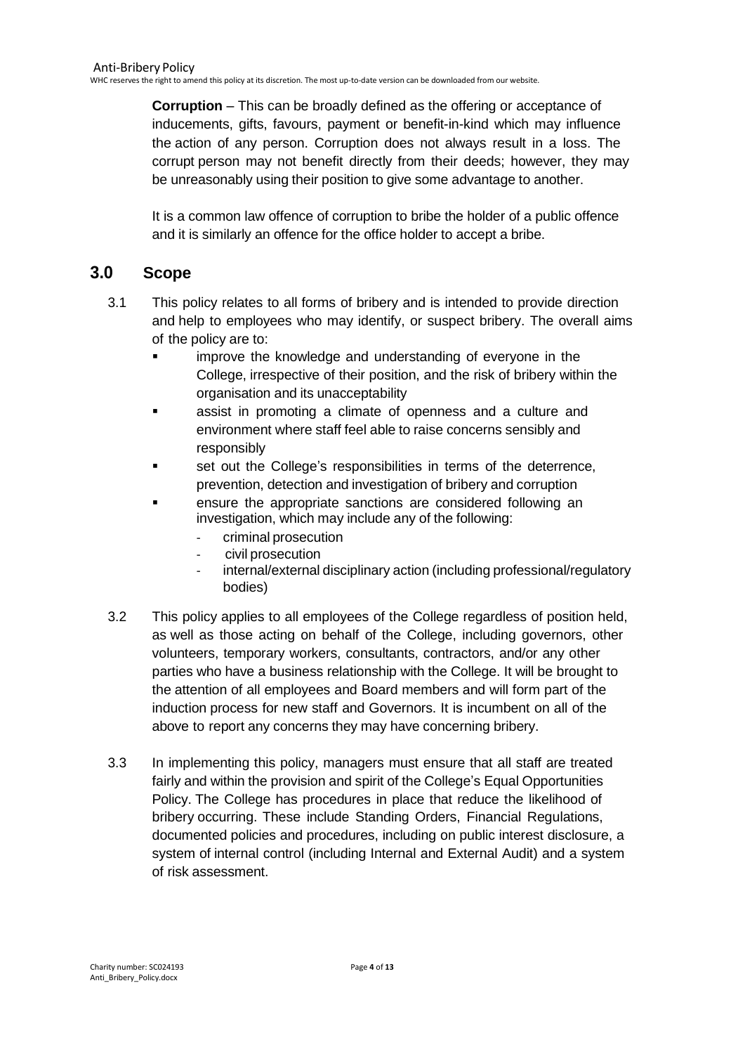**Corruption** – This can be broadly defined as the offering or acceptance of inducements, gifts, favours, payment or benefit-in-kind which may influence the action of any person. Corruption does not always result in a loss. The corrupt person may not benefit directly from their deeds; however, they may be unreasonably using their position to give some advantage to another.

It is a common law offence of corruption to bribe the holder of a public offence and it is similarly an offence for the office holder to accept a bribe.

## 3.0 Scope

3.1 This policy relates to all forms of bribery and is intended to provide direction and help to employees who may identify, or suspect bribery. The overall aims of the policy are to:

- improve the knowledge and understanding of everyone in the College, irrespective of their position, and the risk of bribery within the organisation and its unacceptability
- assist in promoting a climate of openness and a culture and environment where staff feel able to raise concerns sensibly and responsibly
- set out the College's responsibilities in terms of the deterrence, prevention, detection and investigation of bribery and corruption
- ensure the appropriate sanctions are considered following an investigation, which may include any of the following:
  - criminal prosecution
  - civil prosecution
  - internal/external disciplinary action (including professional/regulatory bodies)

3.2 This policy applies to all employees of the College regardless of position held, as well as those acting on behalf of the College, including governors, other volunteers, temporary workers, consultants, contractors, and/or any other parties who have a business relationship with the College. It will be brought to the attention of all employees and Board members and will form part of the induction process for new staff and Governors. It is incumbent on all of the above to report any concerns they may have concerning bribery.

3.3 In implementing this policy, managers must ensure that all staff are treated fairly and within the provision and spirit of the College's Equal Opportunities Policy. The College has procedures in place that reduce the likelihood of bribery occurring. These include Standing Orders, Financial Regulations, documented policies and procedures, including on public interest disclosure, a system of internal control (including Internal and External Audit) and a system of risk assessment.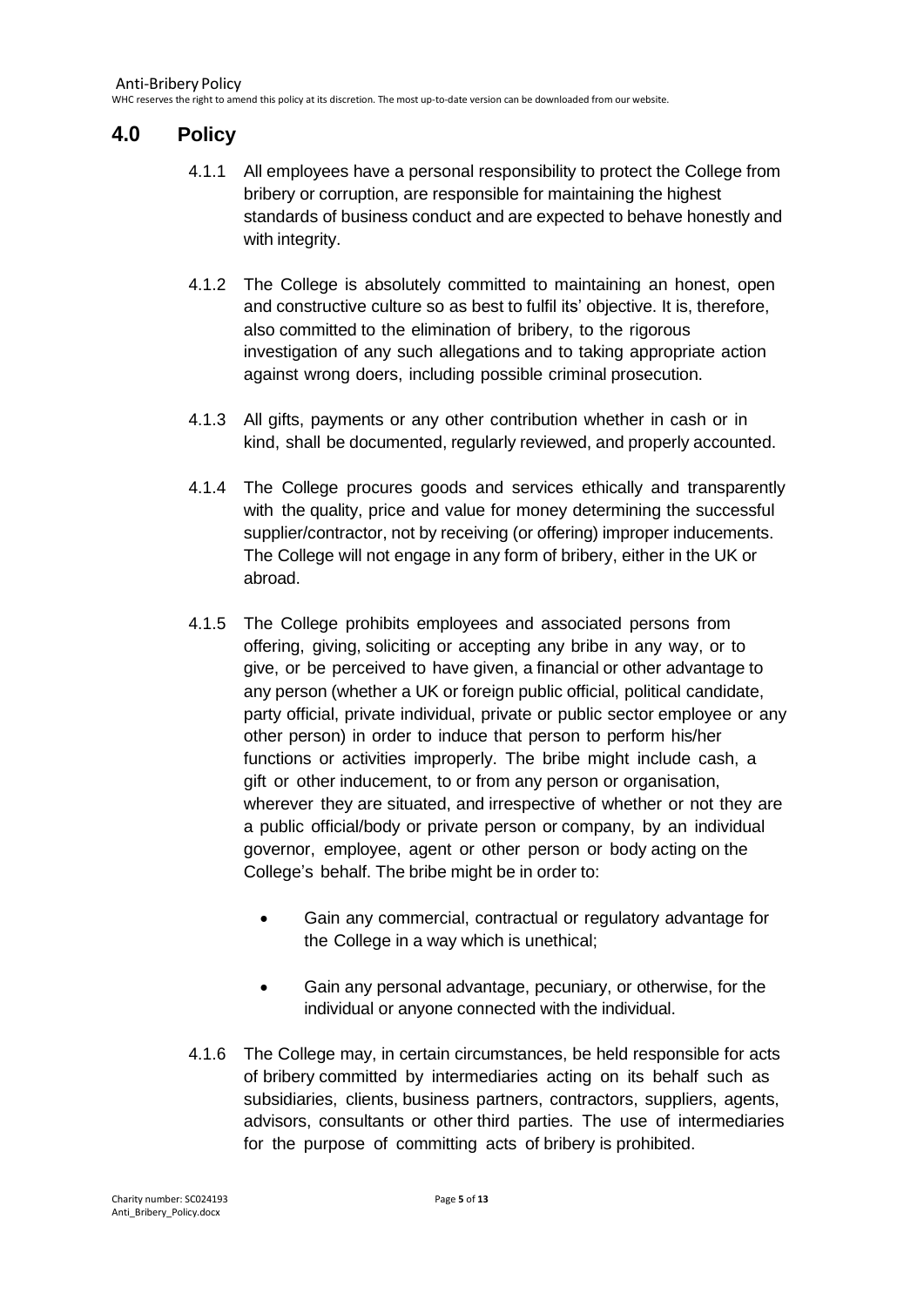## 4.0 Policy

4.1.1 All employees have a personal responsibility to protect the College from bribery or corruption, are responsible for maintaining the highest standards of business conduct and are expected to behave honestly and with integrity.

4.1.2 The College is absolutely committed to maintaining an honest, open and constructive culture so as best to fulfil its' objective. It is, therefore, also committed to the elimination of bribery, to the rigorous investigation of any such allegations and to taking appropriate action against wrong doers, including possible criminal prosecution.

4.1.3 All gifts, payments or any other contribution whether in cash or in kind, shall be documented, regularly reviewed, and properly accounted.

4.1.4 The College procures goods and services ethically and transparently with the quality, price and value for money determining the successful supplier/contractor, not by receiving (or offering) improper inducements. The College will not engage in any form of bribery, either in the UK or abroad.

4.1.5 The College prohibits employees and associated persons from offering, giving, soliciting or accepting any bribe in any way, or to give, or be perceived to have given, a financial or other advantage to any person (whether a UK or foreign public official, political candidate, party official, private individual, private or public sector employee or any other person) in order to induce that person to perform his/her functions or activities improperly. The bribe might include cash, a gift or other inducement, to or from any person or organisation, wherever they are situated, and irrespective of whether or not they are a public official/body or private person or company, by an individual governor, employee, agent or other person or body acting on the College's behalf. The bribe might be in order to:

- Gain any commercial, contractual or regulatory advantage for the College in a way which is unethical;
- Gain any personal advantage, pecuniary, or otherwise, for the individual or anyone connected with the individual.

4.1.6 The College may, in certain circumstances, be held responsible for acts of bribery committed by intermediaries acting on its behalf such as subsidiaries, clients, business partners, contractors, suppliers, agents, advisors, consultants or other third parties. The use of intermediaries for the purpose of committing acts of bribery is prohibited.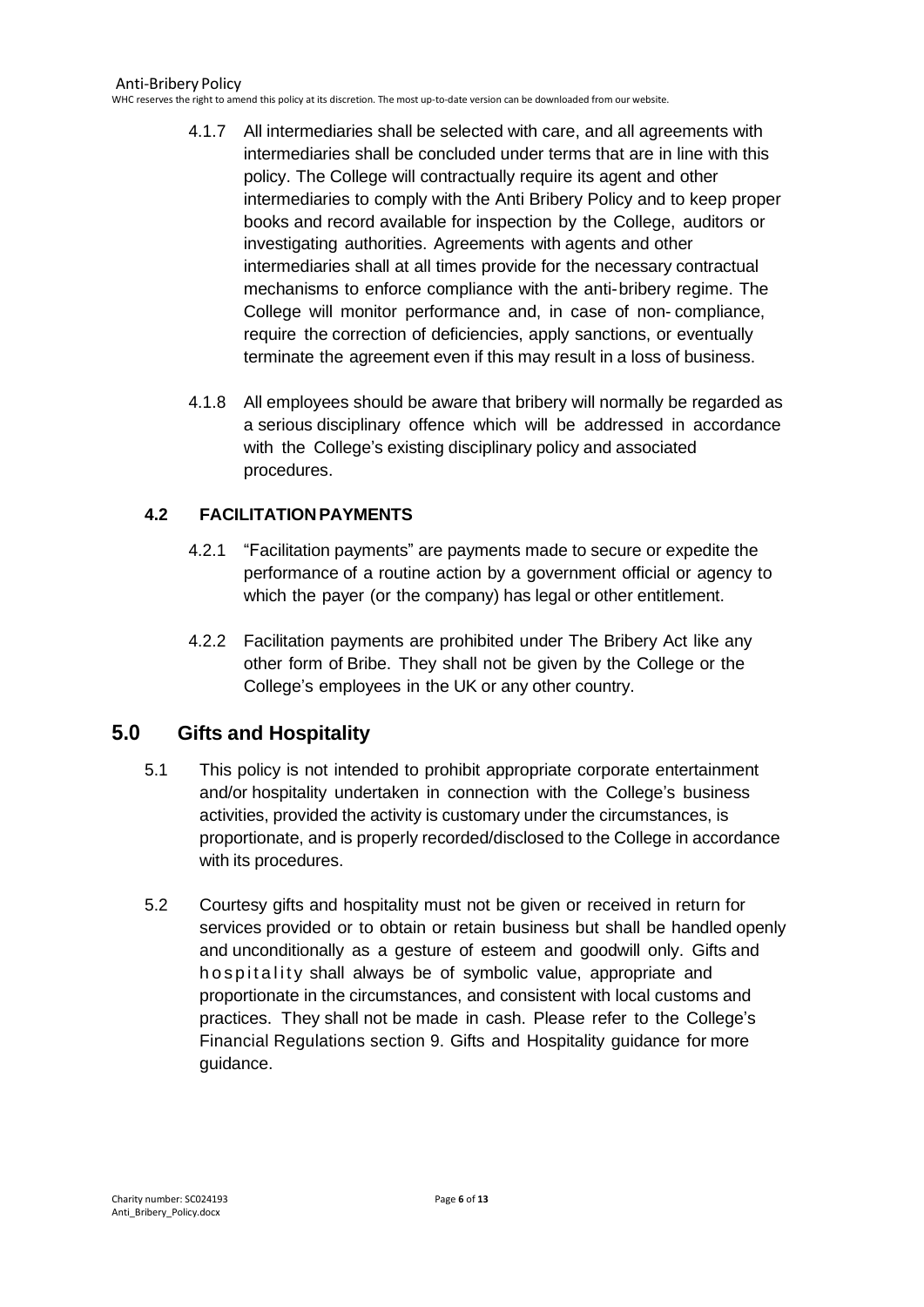4.1.7 All intermediaries shall be selected with care, and all agreements with intermediaries shall be concluded under terms that are in line with this policy. The College will contractually require its agent and other intermediaries to comply with the Anti Bribery Policy and to keep proper books and record available for inspection by the College, auditors or investigating authorities. Agreements with agents and other intermediaries shall at all times provide for the necessary contractual mechanisms to enforce compliance with the anti-bribery regime. The College will monitor performance and, in case of non- compliance, require the correction of deficiencies, apply sanctions, or eventually terminate the agreement even if this may result in a loss of business.

4.1.8 All employees should be aware that bribery will normally be regarded as a serious disciplinary offence which will be addressed in accordance with the College's existing disciplinary policy and associated procedures.

### 4.2 FACILITATION PAYMENTS

4.2.1 "Facilitation payments" are payments made to secure or expedite the performance of a routine action by a government official or agency to which the payer (or the company) has legal or other entitlement.

4.2.2 Facilitation payments are prohibited under The Bribery Act like any other form of Bribe. They shall not be given by the College or the College's employees in the UK or any other country.

## 5.0 Gifts and Hospitality

5.1 This policy is not intended to prohibit appropriate corporate entertainment and/or hospitality undertaken in connection with the College's business activities, provided the activity is customary under the circumstances, is proportionate, and is properly recorded/disclosed to the College in accordance with its procedures.

5.2 Courtesy gifts and hospitality must not be given or received in return for services provided or to obtain or retain business but shall be handled openly and unconditionally as a gesture of esteem and goodwill only. Gifts and hospitality shall always be of symbolic value, appropriate and proportionate in the circumstances, and consistent with local customs and practices. They shall not be made in cash. Please refer to the College's Financial Regulations section 9. Gifts and Hospitality guidance for more guidance.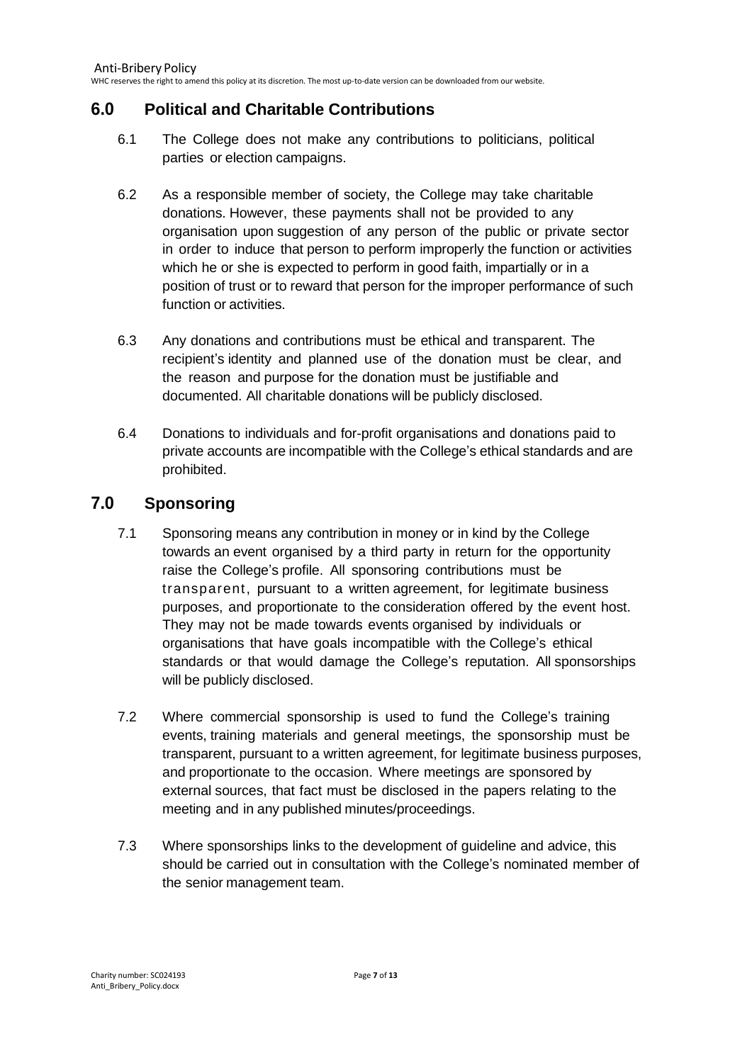## 6.0 Political and Charitable Contributions

6.1 The College does not make any contributions to politicians, political parties or election campaigns.

6.2 As a responsible member of society, the College may take charitable donations. However, these payments shall not be provided to any organisation upon suggestion of any person of the public or private sector in order to induce that person to perform improperly the function or activities which he or she is expected to perform in good faith, impartially or in a position of trust or to reward that person for the improper performance of such function or activities.

6.3 Any donations and contributions must be ethical and transparent. The recipient's identity and planned use of the donation must be clear, and the reason and purpose for the donation must be justifiable and documented. All charitable donations will be publicly disclosed.

6.4 Donations to individuals and for-profit organisations and donations paid to private accounts are incompatible with the College's ethical standards and are prohibited.

## 7.0 Sponsoring

7.1 Sponsoring means any contribution in money or in kind by the College towards an event organised by a third party in return for the opportunity raise the College's profile. All sponsoring contributions must be transparent, pursuant to a written agreement, for legitimate business purposes, and proportionate to the consideration offered by the event host. They may not be made towards events organised by individuals or organisations that have goals incompatible with the College's ethical standards or that would damage the College's reputation. All sponsorships will be publicly disclosed.

7.2 Where commercial sponsorship is used to fund the College's training events, training materials and general meetings, the sponsorship must be transparent, pursuant to a written agreement, for legitimate business purposes, and proportionate to the occasion. Where meetings are sponsored by external sources, that fact must be disclosed in the papers relating to the meeting and in any published minutes/proceedings.

7.3 Where sponsorships links to the development of guideline and advice, this should be carried out in consultation with the College's nominated member of the senior management team.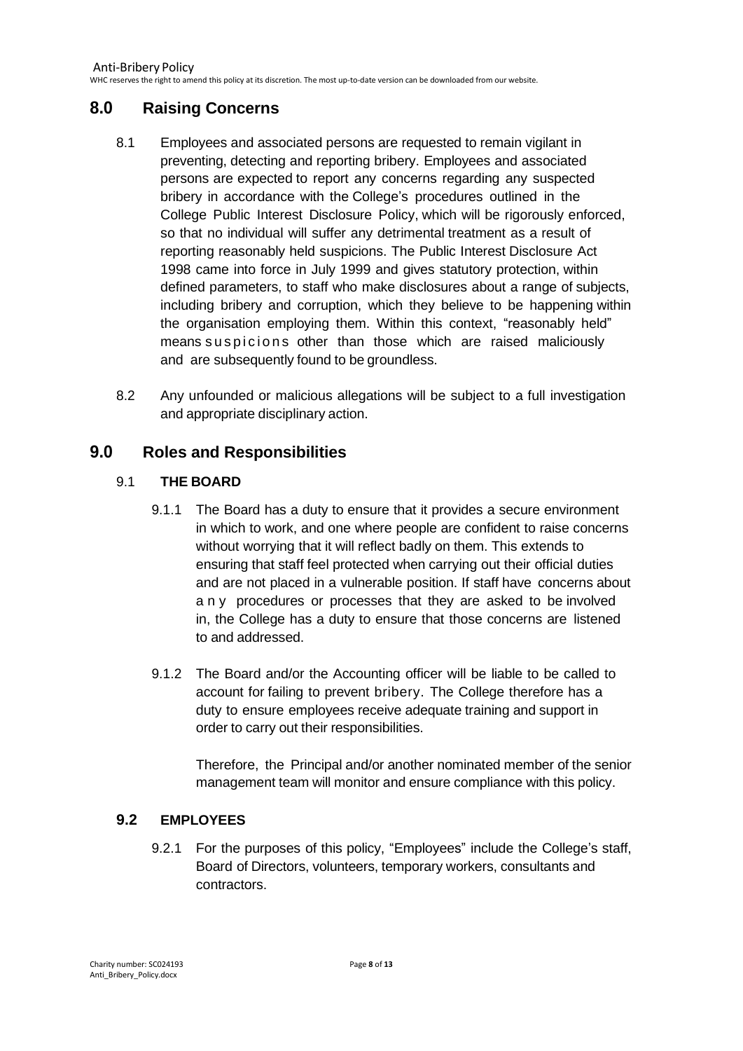## 8.0 Raising Concerns

8.1 Employees and associated persons are requested to remain vigilant in preventing, detecting and reporting bribery. Employees and associated persons are expected to report any concerns regarding any suspected bribery in accordance with the College's procedures outlined in the College Public Interest Disclosure Policy, which will be rigorously enforced, so that no individual will suffer any detrimental treatment as a result of reporting reasonably held suspicions. The Public Interest Disclosure Act 1998 came into force in July 1999 and gives statutory protection, within defined parameters, to staff who make disclosures about a range of subjects, including bribery and corruption, which they believe to be happening within the organisation employing them. Within this context, "reasonably held" means suspicions other than those which are raised maliciously and are subsequently found to be groundless.

8.2 Any unfounded or malicious allegations will be subject to a full investigation and appropriate disciplinary action.

## 9.0 Roles and Responsibilities

### 9.1 THE BOARD

9.1.1 The Board has a duty to ensure that it provides a secure environment in which to work, and one where people are confident to raise concerns without worrying that it will reflect badly on them. This extends to ensuring that staff feel protected when carrying out their official duties and are not placed in a vulnerable position. If staff have concerns about any procedures or processes that they are asked to be involved in, the College has a duty to ensure that those concerns are listened to and addressed.

9.1.2 The Board and/or the Accounting officer will be liable to be called to account for failing to prevent bribery. The College therefore has a duty to ensure employees receive adequate training and support in order to carry out their responsibilities.

Therefore, the Principal and/or another nominated member of the senior management team will monitor and ensure compliance with this policy.

### 9.2 EMPLOYEES

9.2.1 For the purposes of this policy, "Employees" include the College's staff, Board of Directors, volunteers, temporary workers, consultants and contractors.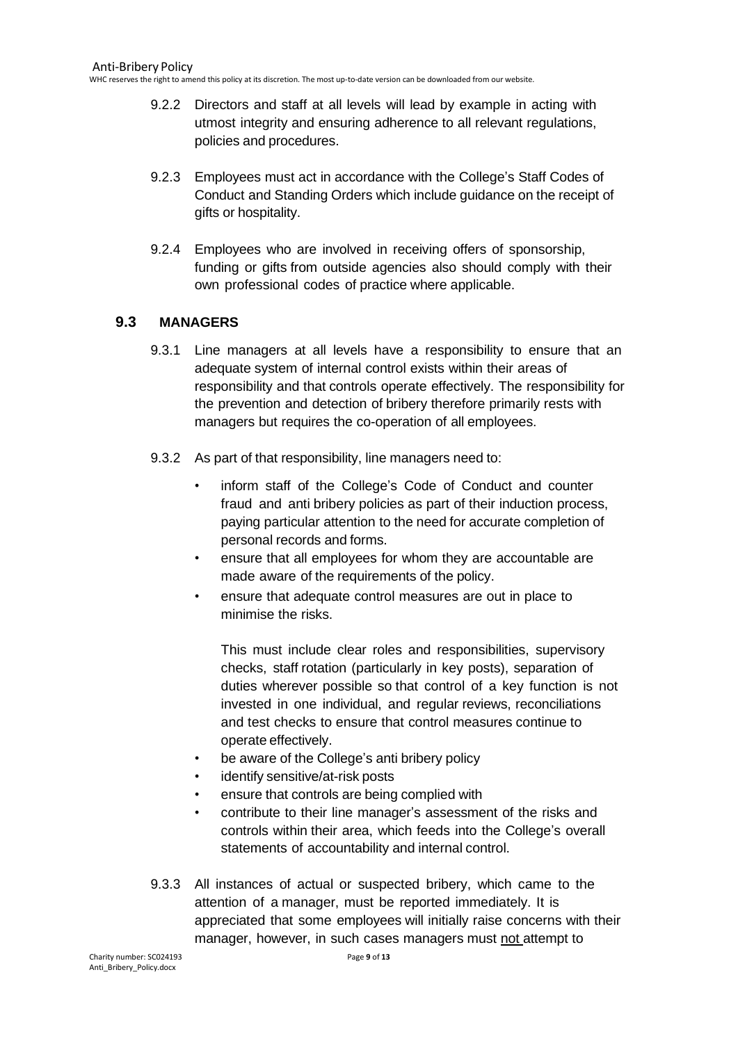9.2.2 Directors and staff at all levels will lead by example in acting with utmost integrity and ensuring adherence to all relevant regulations, policies and procedures.

9.2.3 Employees must act in accordance with the College's Staff Codes of Conduct and Standing Orders which include guidance on the receipt of gifts or hospitality.

9.2.4 Employees who are involved in receiving offers of sponsorship, funding or gifts from outside agencies also should comply with their own professional codes of practice where applicable.

## 9.3 MANAGERS

9.3.1 Line managers at all levels have a responsibility to ensure that an adequate system of internal control exists within their areas of responsibility and that controls operate effectively. The responsibility for the prevention and detection of bribery therefore primarily rests with managers but requires the co-operation of all employees.

9.3.2 As part of that responsibility, line managers need to:

- inform staff of the College's Code of Conduct and counter fraud and anti bribery policies as part of their induction process, paying particular attention to the need for accurate completion of personal records and forms.
- ensure that all employees for whom they are accountable are made aware of the requirements of the policy.
- ensure that adequate control measures are out in place to minimise the risks.

  This must include clear roles and responsibilities, supervisory checks, staff rotation (particularly in key posts), separation of duties wherever possible so that control of a key function is not invested in one individual, and regular reviews, reconciliations and test checks to ensure that control measures continue to operate effectively.
- be aware of the College's anti bribery policy
- identify sensitive/at-risk posts
- ensure that controls are being complied with
- contribute to their line manager's assessment of the risks and controls within their area, which feeds into the College's overall statements of accountability and internal control.

9.3.3 All instances of actual or suspected bribery, which came to the attention of a manager, must be reported immediately. It is appreciated that some employees will initially raise concerns with their manager, however, in such cases managers must <u>not</u> attempt to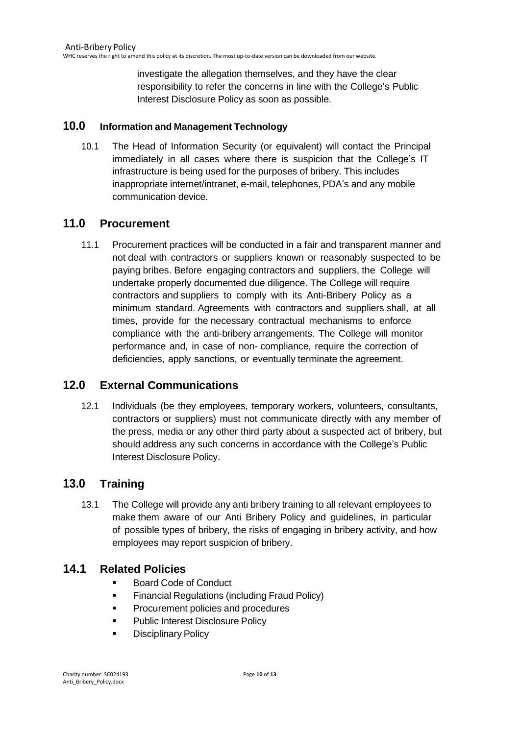investigate the allegation themselves, and they have the clear responsibility to refer the concerns in line with the College's Public Interest Disclosure Policy as soon as possible.

## 10.0 Information and Management Technology

10.1 The Head of Information Security (or equivalent) will contact the Principal immediately in all cases where there is suspicion that the College's IT infrastructure is being used for the purposes of bribery. This includes inappropriate internet/intranet, e-mail, telephones, PDA's and any mobile communication device.

## 11.0 Procurement

11.1 Procurement practices will be conducted in a fair and transparent manner and not deal with contractors or suppliers known or reasonably suspected to be paying bribes. Before engaging contractors and suppliers, the College will undertake properly documented due diligence. The College will require contractors and suppliers to comply with its Anti-Bribery Policy as a minimum standard. Agreements with contractors and suppliers shall, at all times, provide for the necessary contractual mechanisms to enforce compliance with the anti-bribery arrangements. The College will monitor performance and, in case of non- compliance, require the correction of deficiencies, apply sanctions, or eventually terminate the agreement.

## 12.0 External Communications

12.1 Individuals (be they employees, temporary workers, volunteers, consultants, contractors or suppliers) must not communicate directly with any member of the press, media or any other third party about a suspected act of bribery, but should address any such concerns in accordance with the College's Public Interest Disclosure Policy.

## 13.0 Training

13.1 The College will provide any anti bribery training to all relevant employees to make them aware of our Anti Bribery Policy and guidelines, in particular of possible types of bribery, the risks of engaging in bribery activity, and how employees may report suspicion of bribery.

## 14.1 Related Policies

- Board Code of Conduct
- Financial Regulations (including Fraud Policy)
- Procurement policies and procedures
- Public Interest Disclosure Policy
- Disciplinary Policy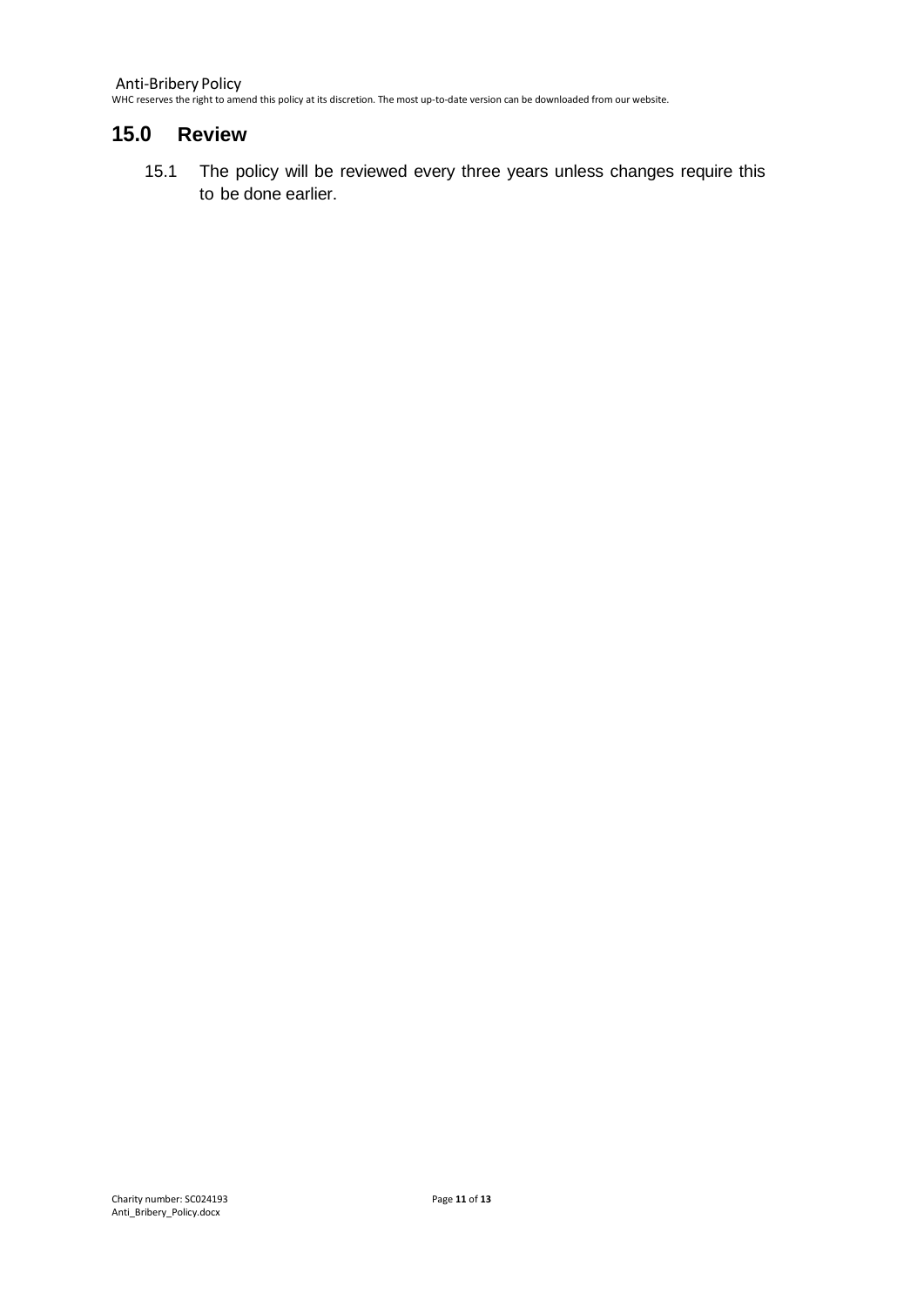## 15.0 Review

15.1 The policy will be reviewed every three years unless changes require this to be done earlier.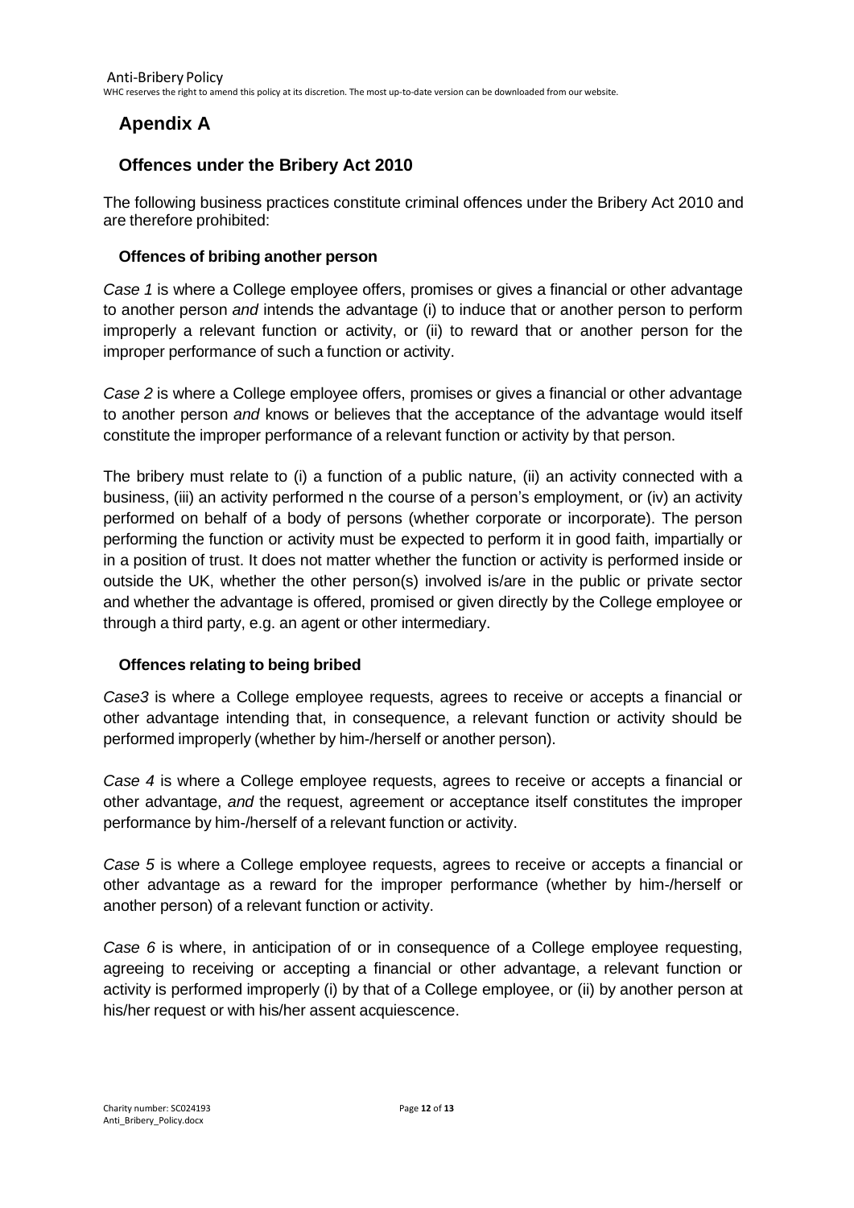# Apendix A

## Offences under the Bribery Act 2010

The following business practices constitute criminal offences under the Bribery Act 2010 and are therefore prohibited:

### Offences of bribing another person

*Case 1* is where a College employee offers, promises or gives a financial or other advantage to another person *and* intends the advantage (i) to induce that or another person to perform improperly a relevant function or activity, or (ii) to reward that or another person for the improper performance of such a function or activity.

*Case 2* is where a College employee offers, promises or gives a financial or other advantage to another person *and* knows or believes that the acceptance of the advantage would itself constitute the improper performance of a relevant function or activity by that person.

The bribery must relate to (i) a function of a public nature, (ii) an activity connected with a business, (iii) an activity performed n the course of a person's employment, or (iv) an activity performed on behalf of a body of persons (whether corporate or incorporate). The person performing the function or activity must be expected to perform it in good faith, impartially or in a position of trust. It does not matter whether the function or activity is performed inside or outside the UK, whether the other person(s) involved is/are in the public or private sector and whether the advantage is offered, promised or given directly by the College employee or through a third party, e.g. an agent or other intermediary.

### Offences relating to being bribed

*Case3* is where a College employee requests, agrees to receive or accepts a financial or other advantage intending that, in consequence, a relevant function or activity should be performed improperly (whether by him-/herself or another person).

*Case 4* is where a College employee requests, agrees to receive or accepts a financial or other advantage, *and* the request, agreement or acceptance itself constitutes the improper performance by him-/herself of a relevant function or activity.

*Case 5* is where a College employee requests, agrees to receive or accepts a financial or other advantage as a reward for the improper performance (whether by him-/herself or another person) of a relevant function or activity.

*Case 6* is where, in anticipation of or in consequence of a College employee requesting, agreeing to receiving or accepting a financial or other advantage, a relevant function or activity is performed improperly (i) by that of a College employee, or (ii) by another person at his/her request or with his/her assent acquiescence.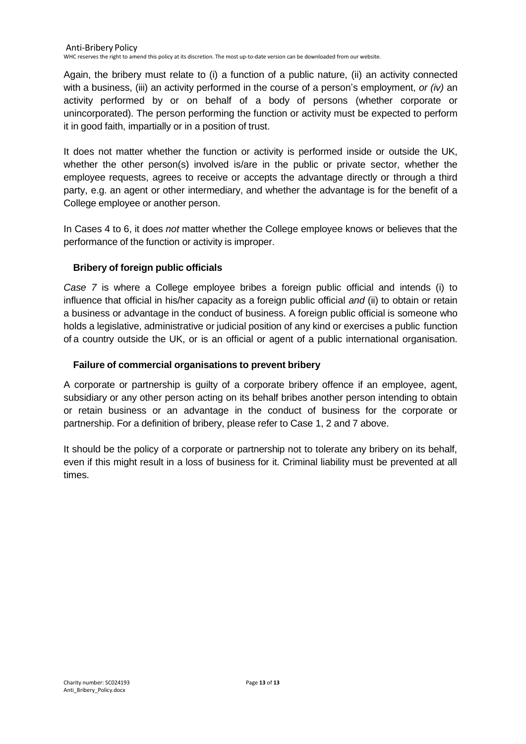Again, the bribery must relate to (i) a function of a public nature, (ii) an activity connected with a business, (iii) an activity performed in the course of a person's employment, *or (iv)* an activity performed by or on behalf of a body of persons (whether corporate or unincorporated). The person performing the function or activity must be expected to perform it in good faith, impartially or in a position of trust.

It does not matter whether the function or activity is performed inside or outside the UK, whether the other person(s) involved is/are in the public or private sector, whether the employee requests, agrees to receive or accepts the advantage directly or through a third party, e.g. an agent or other intermediary, and whether the advantage is for the benefit of a College employee or another person.

In Cases 4 to 6, it does *not* matter whether the College employee knows or believes that the performance of the function or activity is improper.

### Bribery of foreign public officials

*Case 7* is where a College employee bribes a foreign public official and intends (i) to influence that official in his/her capacity as a foreign public official *and* (ii) to obtain or retain a business or advantage in the conduct of business. A foreign public official is someone who holds a legislative, administrative or judicial position of any kind or exercises a public function of a country outside the UK, or is an official or agent of a public international organisation.

### Failure of commercial organisations to prevent bribery

A corporate or partnership is guilty of a corporate bribery offence if an employee, agent, subsidiary or any other person acting on its behalf bribes another person intending to obtain or retain business or an advantage in the conduct of business for the corporate or partnership. For a definition of bribery, please refer to Case 1, 2 and 7 above.

It should be the policy of a corporate or partnership not to tolerate any bribery on its behalf, even if this might result in a loss of business for it. Criminal liability must be prevented at all times.